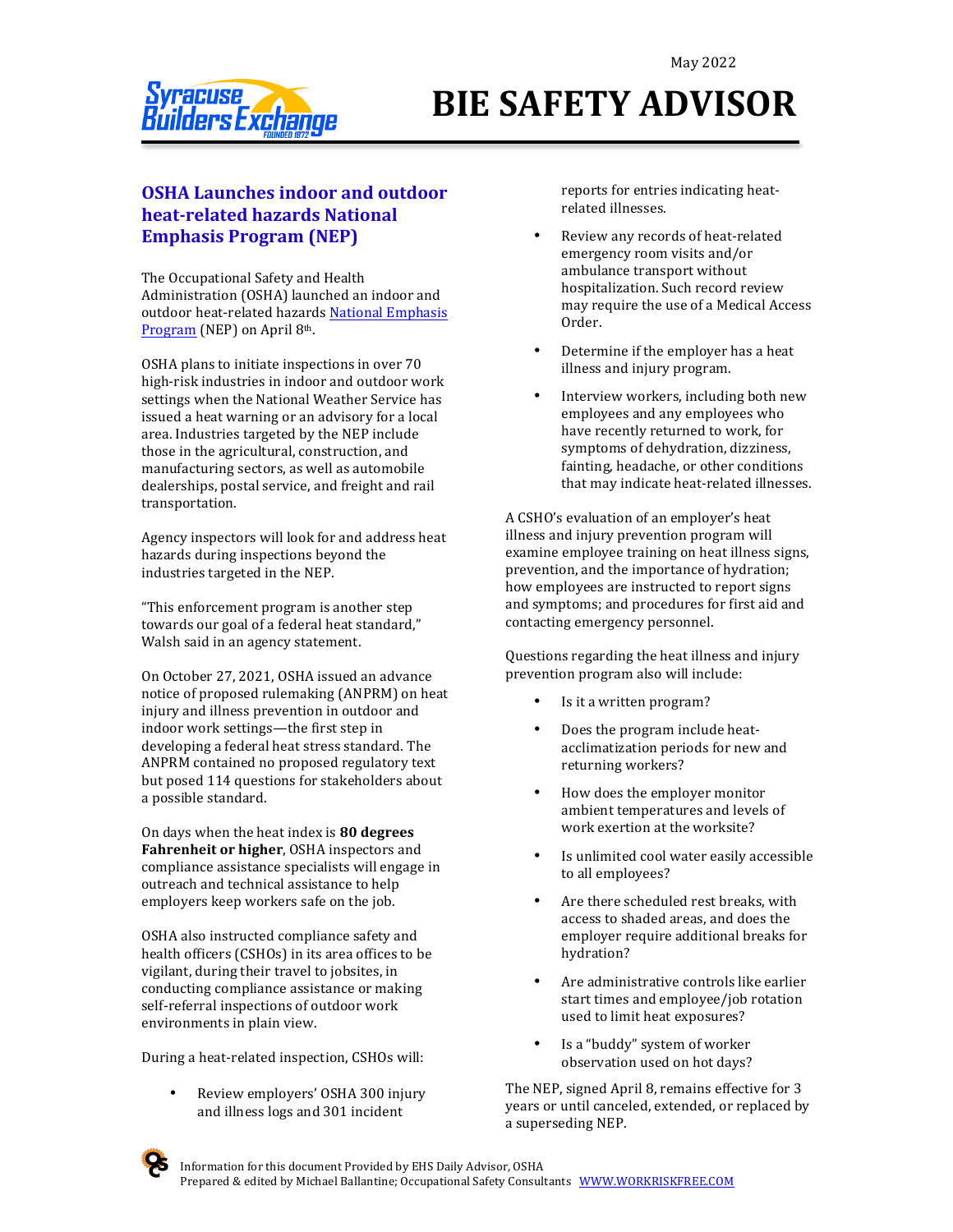May 2022

# BIE SAFETY ADVISOR

## OSHA Launches indoor and outdoor heat-related hazards National Emphasis Program (NEP)

The Occupational Safety and Health Administration (OSHA) launched an indoor and outdoor heat-related hazards National Emphasis Program (NEP) on April 8th.

OSHA plans to initiate inspections in over 70 high-risk industries in indoor and outdoor work settings when the National Weather Service has issued a heat warning or an advisory for a local area. Industries targeted by the NEP include those in the agricultural, construction, and manufacturing sectors, as well as automobile dealerships, postal service, and freight and rail transportation.

Agency inspectors will look for and address heat hazards during inspections beyond the industries targeted in the NEP.

"This enforcement program is another step towards our goal of a federal heat standard," Walsh said in an agency statement.

On October 27, 2021, OSHA issued an advance notice of proposed rulemaking (ANPRM) on heat injury and illness prevention in outdoor and indoor work settings—the first step in developing a federal heat stress standard. The ANPRM contained no proposed regulatory text but posed 114 questions for stakeholders about a possible standard.

On days when the heat index is **80 degrees Fahrenheit or higher**, OSHA inspectors and compliance assistance specialists will engage in outreach and technical assistance to help employers keep workers safe on the job.

OSHA also instructed compliance safety and health officers (CSHOs) in its area offices to be vigilant, during their travel to jobsites, in conducting compliance assistance or making self-referral inspections of outdoor work environments in plain view.

During a heat-related inspection, CSHOs will:

- Review employers' OSHA 300 injury and illness logs and 301 incident reports for entries indicating heat-related illnesses.
- Review any records of heat-related emergency room visits and/or ambulance transport without hospitalization. Such record review may require the use of a Medical Access Order.
- Determine if the employer has a heat illness and injury program.
- Interview workers, including both new employees and any employees who have recently returned to work, for symptoms of dehydration, dizziness, fainting, headache, or other conditions that may indicate heat-related illnesses.

A CSHO's evaluation of an employer's heat illness and injury prevention program will examine employee training on heat illness signs, prevention, and the importance of hydration; how employees are instructed to report signs and symptoms; and procedures for first aid and contacting emergency personnel.

Questions regarding the heat illness and injury prevention program also will include:

- Is it a written program?
- Does the program include heat-acclimatization periods for new and returning workers?
- How does the employer monitor ambient temperatures and levels of work exertion at the worksite?
- Is unlimited cool water easily accessible to all employees?
- Are there scheduled rest breaks, with access to shaded areas, and does the employer require additional breaks for hydration?
- Are administrative controls like earlier start times and employee/job rotation used to limit heat exposures?
- Is a "buddy" system of worker observation used on hot days?

The NEP, signed April 8, remains effective for 3 years or until canceled, extended, or replaced by a superseding NEP.

Information for this document Provided by EHS Daily Advisor, OSHA
Prepared & edited by Michael Ballantine; Occupational Safety Consultants WWW.WORKRISKFREE.COM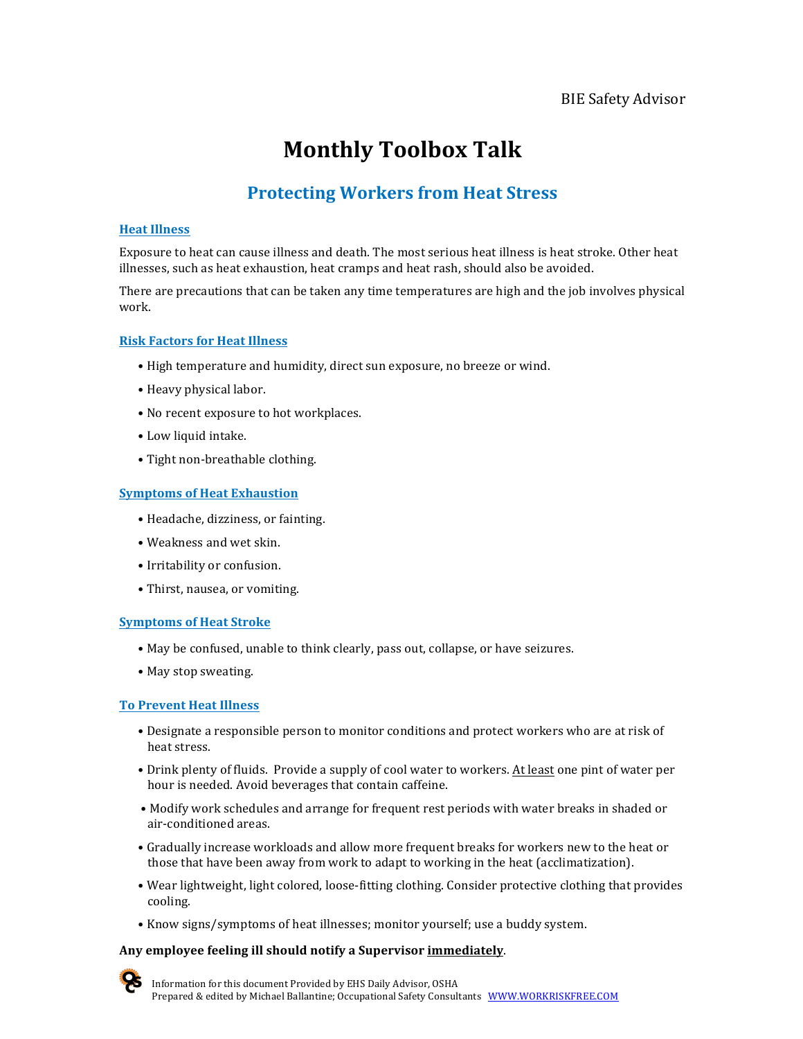BIE Safety Advisor

# Monthly Toolbox Talk

## Protecting Workers from Heat Stress

### Heat Illness

Exposure to heat can cause illness and death. The most serious heat illness is heat stroke. Other heat illnesses, such as heat exhaustion, heat cramps and heat rash, should also be avoided.

There are precautions that can be taken any time temperatures are high and the job involves physical work.

### Risk Factors for Heat Illness

- High temperature and humidity, direct sun exposure, no breeze or wind.
- Heavy physical labor.
- No recent exposure to hot workplaces.
- Low liquid intake.
- Tight non-breathable clothing.

### Symptoms of Heat Exhaustion

- Headache, dizziness, or fainting.
- Weakness and wet skin.
- Irritability or confusion.
- Thirst, nausea, or vomiting.

### Symptoms of Heat Stroke

- May be confused, unable to think clearly, pass out, collapse, or have seizures.
- May stop sweating.

### To Prevent Heat Illness

- Designate a responsible person to monitor conditions and protect workers who are at risk of heat stress.
- Drink plenty of fluids. Provide a supply of cool water to workers. At least one pint of water per hour is needed. Avoid beverages that contain caffeine.
- Modify work schedules and arrange for frequent rest periods with water breaks in shaded or air-conditioned areas.
- Gradually increase workloads and allow more frequent breaks for workers new to the heat or those that have been away from work to adapt to working in the heat (acclimatization).
- Wear lightweight, light colored, loose-fitting clothing. Consider protective clothing that provides cooling.
- Know signs/symptoms of heat illnesses; monitor yourself; use a buddy system.

**Any employee feeling ill should notify a Supervisor immediately.**

Information for this document Provided by EHS Daily Advisor, OSHA
Prepared & edited by Michael Ballantine; Occupational Safety Consultants WWW.WORKRISKFREE.COM